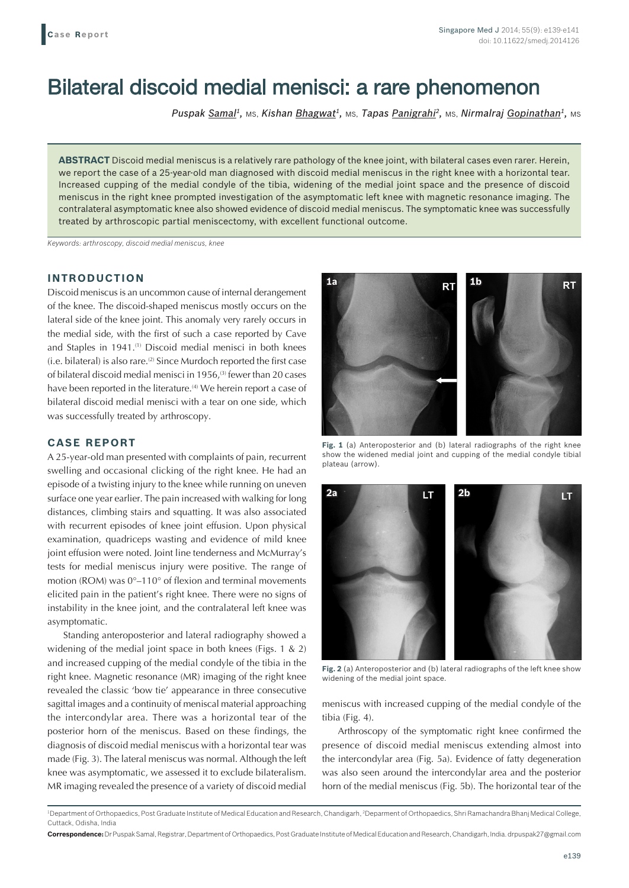Case Report

# Bilateral discoid medial menisci: a rare phenomenon

*Puspak Samal*[1], MS, *Kishan Bhagwat*[1], MS, *Tapas Panigrahi*[2], MS, *Nirmalraj Gopinathan*[1], MS

**ABSTRACT** Discoid medial meniscus is a relatively rare pathology of the knee joint, with bilateral cases even rarer. Herein, we report the case of a 25-year-old man diagnosed with discoid medial meniscus in the right knee with a horizontal tear. Increased cupping of the medial condyle of the tibia, widening of the medial joint space and the presence of discoid meniscus in the right knee prompted investigation of the asymptomatic left knee with magnetic resonance imaging. The contralateral asymptomatic knee also showed evidence of discoid medial meniscus. The symptomatic knee was successfully treated by arthroscopic partial meniscectomy, with excellent functional outcome.

*Keywords: arthroscopy, discoid medial meniscus, knee*

## INTRODUCTION

Discoid meniscus is an uncommon cause of internal derangement of the knee. The discoid-shaped meniscus mostly occurs on the lateral side of the knee joint. This anomaly very rarely occurs in the medial side, with the first of such a case reported by Cave and Staples in 1941.[1] Discoid medial menisci in both knees (i.e. bilateral) is also rare.[2] Since Murdoch reported the first case of bilateral discoid medial menisci in 1956,[3] fewer than 20 cases have been reported in the literature.[4] We herein report a case of bilateral discoid medial menisci with a tear on one side, which was successfully treated by arthroscopy.

## CASE REPORT

A 25-year-old man presented with complaints of pain, recurrent swelling and occasional clicking of the right knee. He had an episode of a twisting injury to the knee while running on uneven surface one year earlier. The pain increased with walking for long distances, climbing stairs and squatting. It was also associated with recurrent episodes of knee joint effusion. Upon physical examination, quadriceps wasting and evidence of mild knee joint effusion were noted. Joint line tenderness and McMurray's tests for medial meniscus injury were positive. The range of motion (ROM) was 0°–110° of flexion and terminal movements elicited pain in the patient's right knee. There were no signs of instability in the knee joint, and the contralateral left knee was asymptomatic.

Standing anteroposterior and lateral radiography showed a widening of the medial joint space in both knees (Figs. 1 & 2) and increased cupping of the medial condyle of the tibia in the right knee. Magnetic resonance (MR) imaging of the right knee revealed the classic 'bow tie' appearance in three consecutive sagittal images and a continuity of meniscal material approaching the intercondylar area. There was a horizontal tear of the posterior horn of the meniscus. Based on these findings, the diagnosis of discoid medial meniscus with a horizontal tear was made (Fig. 3). The lateral meniscus was normal. Although the left knee was asymptomatic, we assessed it to exclude bilateralism. MR imaging revealed the presence of a variety of discoid medial meniscus with increased cupping of the medial condyle of the tibia (Fig. 4).

Arthroscopy of the symptomatic right knee confirmed the presence of discoid medial meniscus extending almost into the intercondylar area (Fig. 5a). Evidence of fatty degeneration was also seen around the intercondylar area and the posterior horn of the medial meniscus (Fig. 5b). The horizontal tear of the

1a RT 1b RT

**Fig. 1** (a) Anteroposterior and (b) lateral radiographs of the right knee show the widened medial joint and cupping of the medial condyle tibial plateau (arrow).

2a LT 2b LT

**Fig. 2** (a) Anteroposterior and (b) lateral radiographs of the left knee show widening of the medial joint space.

[1]Department of Orthopaedics, Post Graduate Institute of Medical Education and Research, Chandigarh, [2]Deparment of Orthopaedics, Shri Ramachandra Bhanj Medical College, Cuttack, Odisha, India

**Correspondence:** Dr Puspak Samal, Registrar, Department of Orthopaedics, Post Graduate Institute of Medical Education and Research, Chandigarh, India. drpuspak27@gmail.com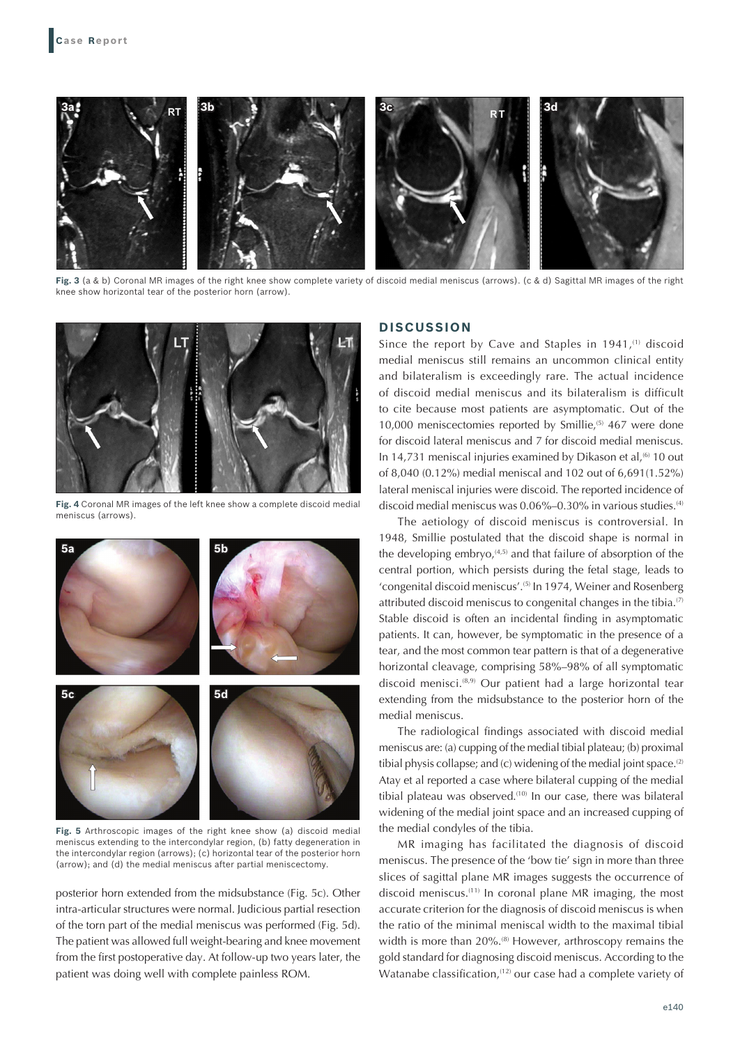**Fig. 3** (a & b) Coronal MR images of the right knee show complete variety of discoid medial meniscus (arrows). (c & d) Sagittal MR images of the right knee show horizontal tear of the posterior horn (arrow).

**Fig. 4** Coronal MR images of the left knee show a complete discoid medial meniscus (arrows).

**Fig. 5** Arthroscopic images of the right knee show (a) discoid medial meniscus extending to the intercondylar region, (b) fatty degeneration in the intercondylar region (arrows); (c) horizontal tear of the posterior horn (arrow); and (d) the medial meniscus after partial meniscectomy.

posterior horn extended from the midsubstance (Fig. 5c). Other intra-articular structures were normal. Judicious partial resection of the torn part of the medial meniscus was performed (Fig. 5d). The patient was allowed full weight-bearing and knee movement from the first postoperative day. At follow-up two years later, the patient was doing well with complete painless ROM.

## DISCUSSION

Since the report by Cave and Staples in 1941,[1] discoid medial meniscus still remains an uncommon clinical entity and bilateralism is exceedingly rare. The actual incidence of discoid medial meniscus and its bilateralism is difficult to cite because most patients are asymptomatic. Out of the 10,000 meniscectomies reported by Smillie,[5] 467 were done for discoid lateral meniscus and 7 for discoid medial meniscus. In 14,731 meniscal injuries examined by Dikason et al,[6] 10 out of 8,040 (0.12%) medial meniscal and 102 out of 6,691(1.52%) lateral meniscal injuries were discoid. The reported incidence of discoid medial meniscus was 0.06%–0.30% in various studies.[4]

The aetiology of discoid meniscus is controversial. In 1948, Smillie postulated that the discoid shape is normal in the developing embryo,[4,5] and that failure of absorption of the central portion, which persists during the fetal stage, leads to 'congenital discoid meniscus'.[5] In 1974, Weiner and Rosenberg attributed discoid meniscus to congenital changes in the tibia.[7] Stable discoid is often an incidental finding in asymptomatic patients. It can, however, be symptomatic in the presence of a tear, and the most common tear pattern is that of a degenerative horizontal cleavage, comprising 58%–98% of all symptomatic discoid menisci.[8,9] Our patient had a large horizontal tear extending from the midsubstance to the posterior horn of the medial meniscus.

The radiological findings associated with discoid medial meniscus are: (a) cupping of the medial tibial plateau; (b) proximal tibial physis collapse; and (c) widening of the medial joint space.[2] Atay et al reported a case where bilateral cupping of the medial tibial plateau was observed.[10] In our case, there was bilateral widening of the medial joint space and an increased cupping of the medial condyles of the tibia.

MR imaging has facilitated the diagnosis of discoid meniscus. The presence of the 'bow tie' sign in more than three slices of sagittal plane MR images suggests the occurrence of discoid meniscus.[11] In coronal plane MR imaging, the most accurate criterion for the diagnosis of discoid meniscus is when the ratio of the minimal meniscal width to the maximal tibial width is more than 20%.[8] However, arthroscopy remains the gold standard for diagnosing discoid meniscus. According to the Watanabe classification,[12] our case had a complete variety of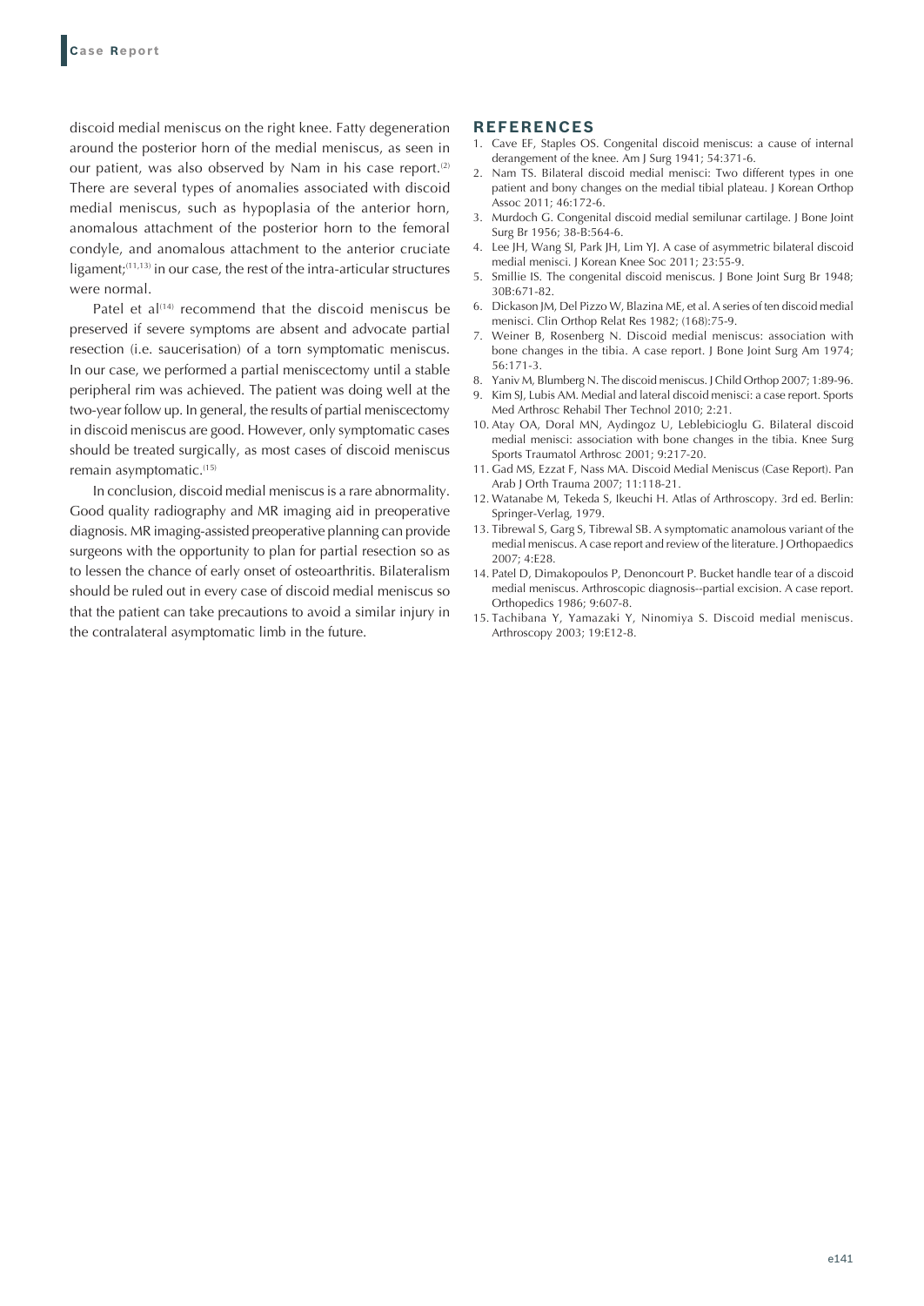discoid medial meniscus on the right knee. Fatty degeneration around the posterior horn of the medial meniscus, as seen in our patient, was also observed by Nam in his case report.[2] There are several types of anomalies associated with discoid medial meniscus, such as hypoplasia of the anterior horn, anomalous attachment of the posterior horn to the femoral condyle, and anomalous attachment to the anterior cruciate ligament;[11,13] in our case, the rest of the intra-articular structures were normal.

Patel et al[14] recommend that the discoid meniscus be preserved if severe symptoms are absent and advocate partial resection (i.e. saucerisation) of a torn symptomatic meniscus. In our case, we performed a partial meniscectomy until a stable peripheral rim was achieved. The patient was doing well at the two-year follow up. In general, the results of partial meniscectomy in discoid meniscus are good. However, only symptomatic cases should be treated surgically, as most cases of discoid meniscus remain asymptomatic.[15]

In conclusion, discoid medial meniscus is a rare abnormality. Good quality radiography and MR imaging aid in preoperative diagnosis. MR imaging-assisted preoperative planning can provide surgeons with the opportunity to plan for partial resection so as to lessen the chance of early onset of osteoarthritis. Bilateralism should be ruled out in every case of discoid medial meniscus so that the patient can take precautions to avoid a similar injury in the contralateral asymptomatic limb in the future.

## REFERENCES

1. Cave EF, Staples OS. Congenital discoid meniscus: a cause of internal derangement of the knee. Am J Surg 1941; 54:371-6.
2. Nam TS. Bilateral discoid medial menisci: Two different types in one patient and bony changes on the medial tibial plateau. J Korean Orthop Assoc 2011; 46:172-6.
3. Murdoch G. Congenital discoid medial semilunar cartilage. J Bone Joint Surg Br 1956; 38-B:564-6.
4. Lee JH, Wang SI, Park JH, Lim YJ. A case of asymmetric bilateral discoid medial menisci. J Korean Knee Soc 2011; 23:55-9.
5. Smillie IS. The congenital discoid meniscus. J Bone Joint Surg Br 1948; 30B:671-82.
6. Dickason JM, Del Pizzo W, Blazina ME, et al. A series of ten discoid medial menisci. Clin Orthop Relat Res 1982; (168):75-9.
7. Weiner B, Rosenberg N. Discoid medial meniscus: association with bone changes in the tibia. A case report. J Bone Joint Surg Am 1974; 56:171-3.
8. Yaniv M, Blumberg N. The discoid meniscus. J Child Orthop 2007; 1:89-96.
9. Kim SJ, Lubis AM. Medial and lateral discoid menisci: a case report. Sports Med Arthrosc Rehabil Ther Technol 2010; 2:21.
10. Atay OA, Doral MN, Aydingoz U, Leblebicioglu G. Bilateral discoid medial menisci: association with bone changes in the tibia. Knee Surg Sports Traumatol Arthrosc 2001; 9:217-20.
11. Gad MS, Ezzat F, Nass MA. Discoid Medial Meniscus (Case Report). Pan Arab J Orth Trauma 2007; 11:118-21.
12. Watanabe M, Tekeda S, Ikeuchi H. Atlas of Arthroscopy. 3rd ed. Berlin: Springer-Verlag, 1979.
13. Tibrewal S, Garg S, Tibrewal SB. A symptomatic anamolous variant of the medial meniscus. A case report and review of the literature. J Orthopaedics 2007; 4:E28.
14. Patel D, Dimakopoulos P, Denoncourt P. Bucket handle tear of a discoid medial meniscus. Arthroscopic diagnosis--partial excision. A case report. Orthopedics 1986; 9:607-8.
15. Tachibana Y, Yamazaki Y, Ninomiya S. Discoid medial meniscus. Arthroscopy 2003; 19:E12-8.